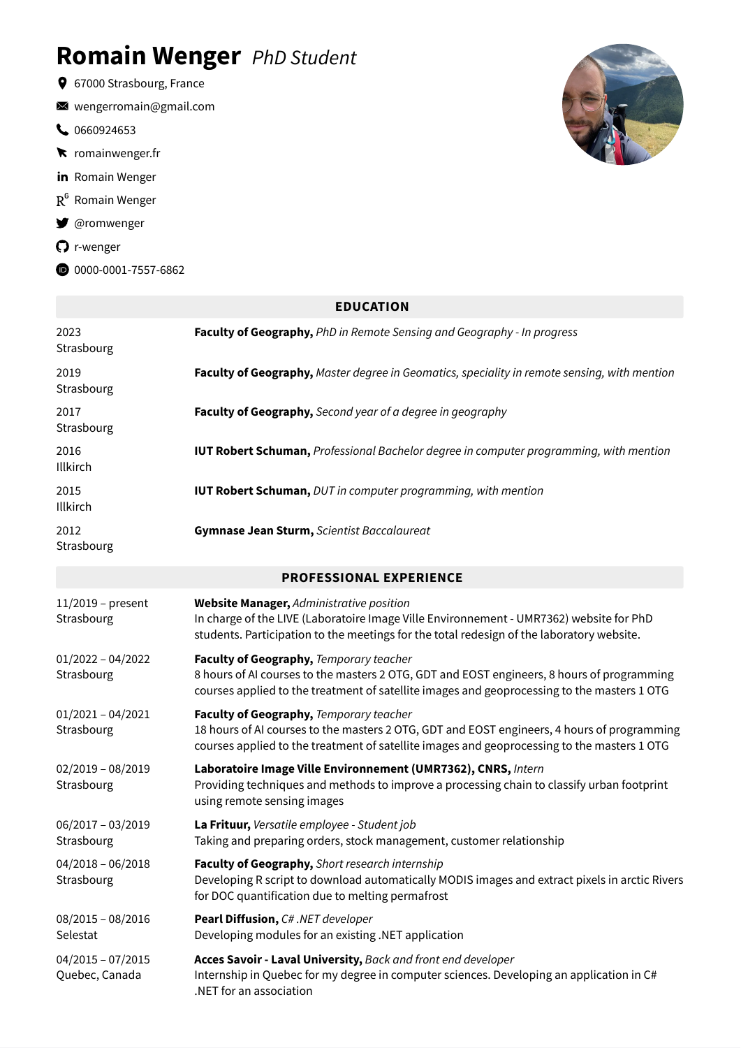# Romain Wenger *PhD Student*

- 67000 Strasbourg, France
- wengerromain@gmail.com
- 0660924653
- romainwenger.fr
- Romain Wenger
- Romain Wenger
- @romwenger
- r-wenger
- 0000-0001-7557-6862

## EDUCATION

2023
Strasbourg
**Faculty of Geography,** *PhD in Remote Sensing and Geography - In progress*

2019
Strasbourg
**Faculty of Geography,** *Master degree in Geomatics, speciality in remote sensing, with mention*

2017
Strasbourg
**Faculty of Geography,** *Second year of a degree in geography*

2016
Illkirch
**IUT Robert Schuman,** *Professional Bachelor degree in computer programming, with mention*

2015
Illkirch
**IUT Robert Schuman,** *DUT in computer programming, with mention*

2012
Strasbourg
**Gymnase Jean Sturm,** *Scientist Baccalaureat*

## PROFESSIONAL EXPERIENCE

11/2019 – present
Strasbourg
**Website Manager,** *Administrative position*
In charge of the LIVE (Laboratoire Image Ville Environnement - UMR7362) website for PhD students. Participation to the meetings for the total redesign of the laboratory website.

01/2022 – 04/2022
Strasbourg
**Faculty of Geography,** *Temporary teacher*
8 hours of AI courses to the masters 2 OTG, GDT and EOST engineers, 8 hours of programming courses applied to the treatment of satellite images and geoprocessing to the masters 1 OTG

01/2021 – 04/2021
Strasbourg
**Faculty of Geography,** *Temporary teacher*
18 hours of AI courses to the masters 2 OTG, GDT and EOST engineers, 4 hours of programming courses applied to the treatment of satellite images and geoprocessing to the masters 1 OTG

02/2019 – 08/2019
Strasbourg
**Laboratoire Image Ville Environnement (UMR7362), CNRS,** *Intern*
Providing techniques and methods to improve a processing chain to classify urban footprint using remote sensing images

06/2017 – 03/2019
Strasbourg
**La Frituur,** *Versatile employee - Student job*
Taking and preparing orders, stock management, customer relationship

04/2018 – 06/2018
Strasbourg
**Faculty of Geography,** *Short research internship*
Developing R script to download automatically MODIS images and extract pixels in arctic Rivers for DOC quantification due to melting permafrost

08/2015 – 08/2016
Selestat
**Pearl Diffusion,** *C# .NET developer*
Developing modules for an existing .NET application

04/2015 – 07/2015
Quebec, Canada
**Acces Savoir - Laval University,** *Back and front end developer*
Internship in Quebec for my degree in computer sciences. Developing an application in C# .NET for an association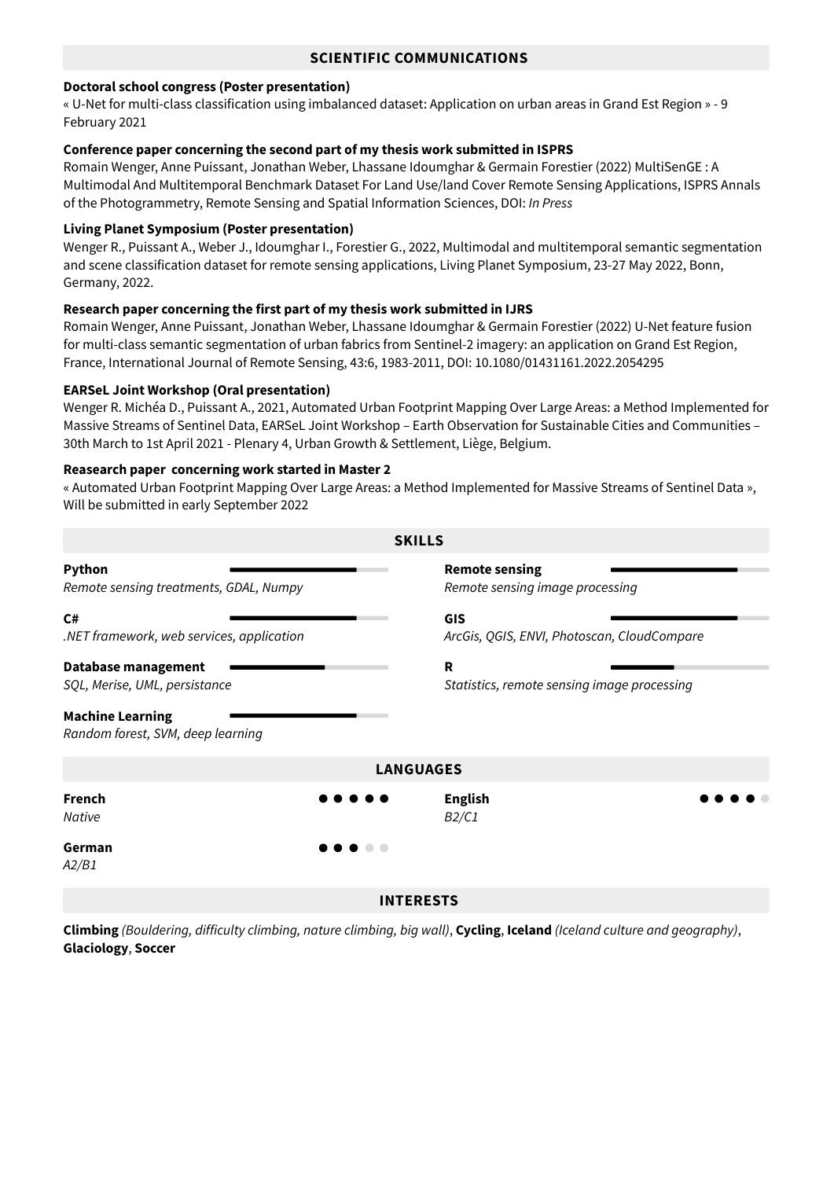## SCIENTIFIC COMMUNICATIONS

**Doctoral school congress (Poster presentation)**
« U-Net for multi-class classification using imbalanced dataset: Application on urban areas in Grand Est Region » - 9 February 2021

**Conference paper concerning the second part of my thesis work submitted in ISPRS**
Romain Wenger, Anne Puissant, Jonathan Weber, Lhassane Idoumghar & Germain Forestier (2022) MultiSenGE : A Multimodal And Multitemporal Benchmark Dataset For Land Use/land Cover Remote Sensing Applications, ISPRS Annals of the Photogrammetry, Remote Sensing and Spatial Information Sciences, DOI: *In Press*

**Living Planet Symposium (Poster presentation)**
Wenger R., Puissant A., Weber J., Idoumghar I., Forestier G., 2022, Multimodal and multitemporal semantic segmentation and scene classification dataset for remote sensing applications, Living Planet Symposium, 23-27 May 2022, Bonn, Germany, 2022.

**Research paper concerning the first part of my thesis work submitted in IJRS**
Romain Wenger, Anne Puissant, Jonathan Weber, Lhassane Idoumghar & Germain Forestier (2022) U-Net feature fusion for multi-class semantic segmentation of urban fabrics from Sentinel-2 imagery: an application on Grand Est Region, France, International Journal of Remote Sensing, 43:6, 1983-2011, DOI: 10.1080/01431161.2022.2054295

**EARSeL Joint Workshop (Oral presentation)**
Wenger R. Michéa D., Puissant A., 2021, Automated Urban Footprint Mapping Over Large Areas: a Method Implemented for Massive Streams of Sentinel Data, EARSeL Joint Workshop – Earth Observation for Sustainable Cities and Communities – 30th March to 1st April 2021 - Plenary 4, Urban Growth & Settlement, Liège, Belgium.

**Reasearch paper concerning work started in Master 2**
« Automated Urban Footprint Mapping Over Large Areas: a Method Implemented for Massive Streams of Sentinel Data », Will be submitted in early September 2022

## SKILLS

**Python**
*Remote sensing treatments, GDAL, Numpy*

**C#**
*.NET framework, web services, application*

**Database management**
*SQL, Merise, UML, persistance*

**Machine Learning**
*Random forest, SVM, deep learning*

**Remote sensing**
*Remote sensing image processing*

**GIS**
*ArcGis, QGIS, ENVI, Photoscan, CloudCompare*

**R**
*Statistics, remote sensing image processing*

## LANGUAGES

**French**
*Native*

**German**
*A2/B1*

**English**
*B2/C1*

## INTERESTS

**Climbing** *(Bouldering, difficulty climbing, nature climbing, big wall)*, **Cycling**, **Iceland** *(Iceland culture and geography)*, **Glaciology**, **Soccer**